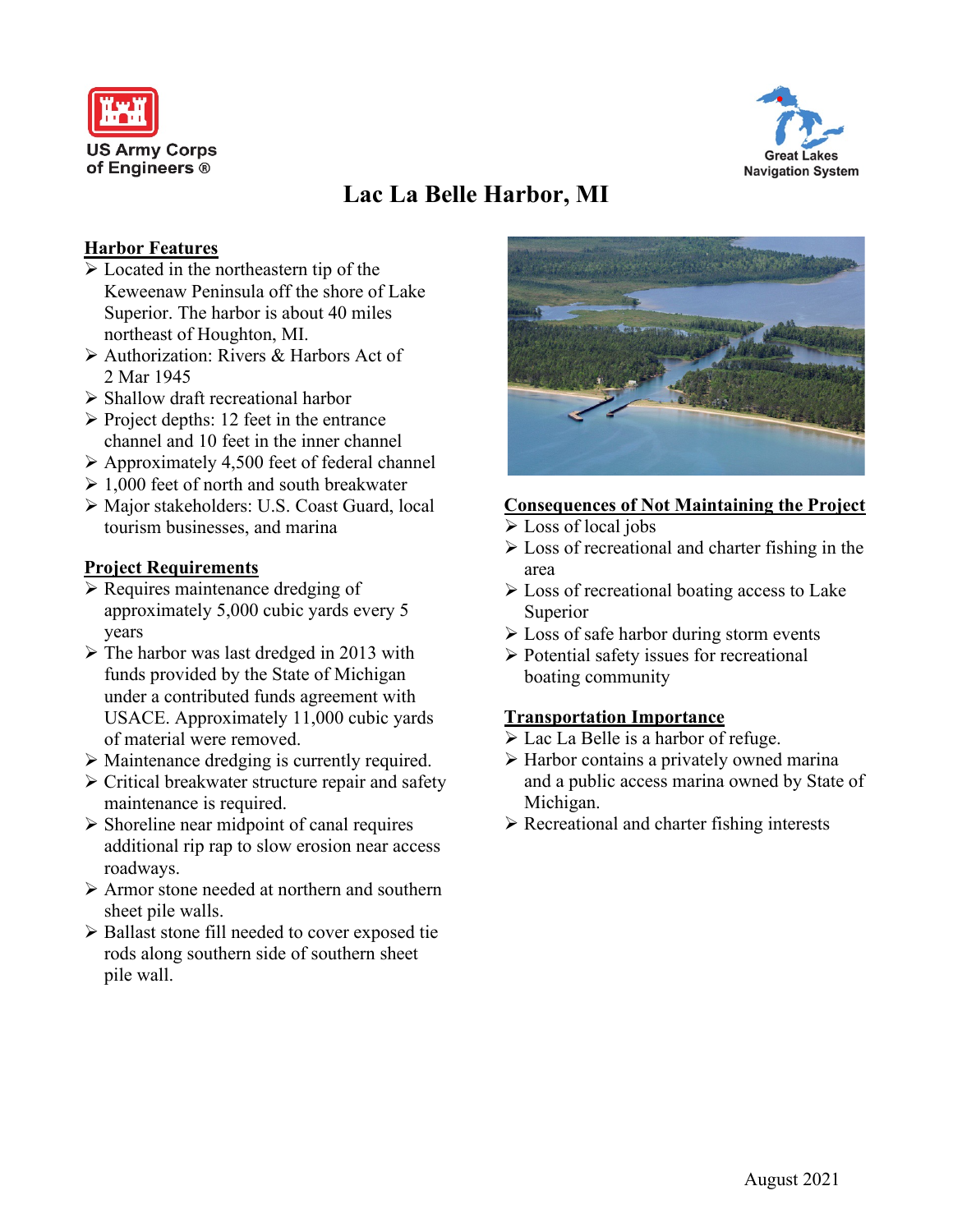US Army Corps of Engineers ®

Great Lakes Navigation System

# Lac La Belle Harbor, MI

## Harbor Features

- Located in the northeastern tip of the Keweenaw Peninsula off the shore of Lake Superior. The harbor is about 40 miles northeast of Houghton, MI.
- Authorization: Rivers & Harbors Act of 2 Mar 1945
- Shallow draft recreational harbor
- Project depths: 12 feet in the entrance channel and 10 feet in the inner channel
- Approximately 4,500 feet of federal channel
- 1,000 feet of north and south breakwater
- Major stakeholders: U.S. Coast Guard, local tourism businesses, and marina

## Project Requirements

- Requires maintenance dredging of approximately 5,000 cubic yards every 5 years
- The harbor was last dredged in 2013 with funds provided by the State of Michigan under a contributed funds agreement with USACE. Approximately 11,000 cubic yards of material were removed.
- Maintenance dredging is currently required.
- Critical breakwater structure repair and safety maintenance is required.
- Shoreline near midpoint of canal requires additional rip rap to slow erosion near access roadways.
- Armor stone needed at northern and southern sheet pile walls.
- Ballast stone fill needed to cover exposed tie rods along southern side of southern sheet pile wall.

## Consequences of Not Maintaining the Project

- Loss of local jobs
- Loss of recreational and charter fishing in the area
- Loss of recreational boating access to Lake Superior
- Loss of safe harbor during storm events
- Potential safety issues for recreational boating community

## Transportation Importance

- Lac La Belle is a harbor of refuge.
- Harbor contains a privately owned marina and a public access marina owned by State of Michigan.
- Recreational and charter fishing interests

August 2021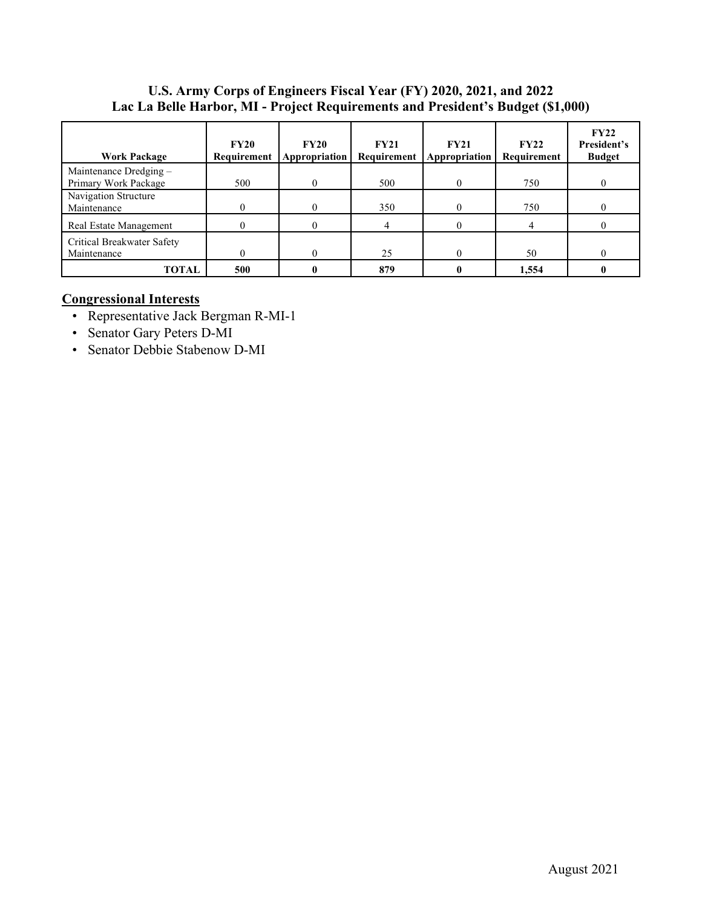**U.S. Army Corps of Engineers Fiscal Year (FY) 2020, 2021, and 2022**
**Lac La Belle Harbor, MI - Project Requirements and President's Budget ($1,000)**

| Work Package | FY20 Requirement | FY20 Appropriation | FY21 Requirement | FY21 Appropriation | FY22 Requirement | FY22 President's Budget |
|---|---|---|---|---|---|---|
| Maintenance Dredging – Primary Work Package | 500 | 0 | 500 | 0 | 750 | 0 |
| Navigation Structure Maintenance | 0 | 0 | 350 | 0 | 750 | 0 |
| Real Estate Management | 0 | 0 | 4 | 0 | 4 | 0 |
| Critical Breakwater Safety Maintenance | 0 | 0 | 25 | 0 | 50 | 0 |
| **TOTAL** | **500** | **0** | **879** | **0** | **1,554** | **0** |

## Congressional Interests

- Representative Jack Bergman R-MI-1
- Senator Gary Peters D-MI
- Senator Debbie Stabenow D-MI

August 2021